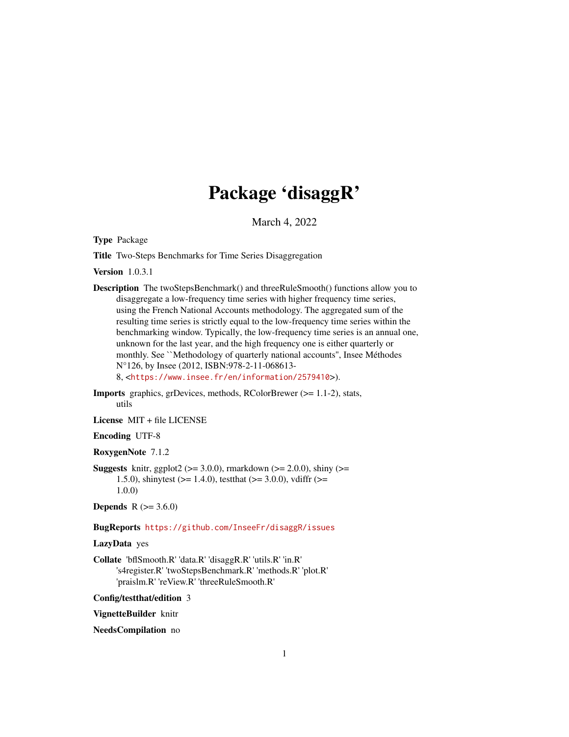# Package 'disaggR'

March 4, 2022

**Type** Package

**Title** Two-Steps Benchmarks for Time Series Disaggregation

**Version** 1.0.3.1

**Description** The twoStepsBenchmark() and threeRuleSmooth() functions allow you to disaggregate a low-frequency time series with higher frequency time series, using the French National Accounts methodology. The aggregated sum of the resulting time series is strictly equal to the low-frequency time series within the benchmarking window. Typically, the low-frequency time series is an annual one, unknown for the last year, and the high frequency one is either quarterly or monthly. See ``Methodology of quarterly national accounts'', Insee Méthodes N°126, by Insee (2012, ISBN:978-2-11-068613-8, <https://www.insee.fr/en/information/2579410>).

**Imports** graphics, grDevices, methods, RColorBrewer (>= 1.1-2), stats, utils

**License** MIT + file LICENSE

**Encoding** UTF-8

**RoxygenNote** 7.1.2

**Suggests** knitr, ggplot2 (>= 3.0.0), rmarkdown (>= 2.0.0), shiny (>= 1.5.0), shinytest (>= 1.4.0), testthat (>= 3.0.0), vdiffr (>= 1.0.0)

**Depends** R (>= 3.6.0)

**BugReports** https://github.com/InseeFr/disaggR/issues

**LazyData** yes

**Collate** 'bflSmooth.R' 'data.R' 'disaggR.R' 'utils.R' 'in.R' 's4register.R' 'twoStepsBenchmark.R' 'methods.R' 'plot.R' 'praislm.R' 'reView.R' 'threeRuleSmooth.R'

**Config/testthat/edition** 3

**VignetteBuilder** knitr

**NeedsCompilation** no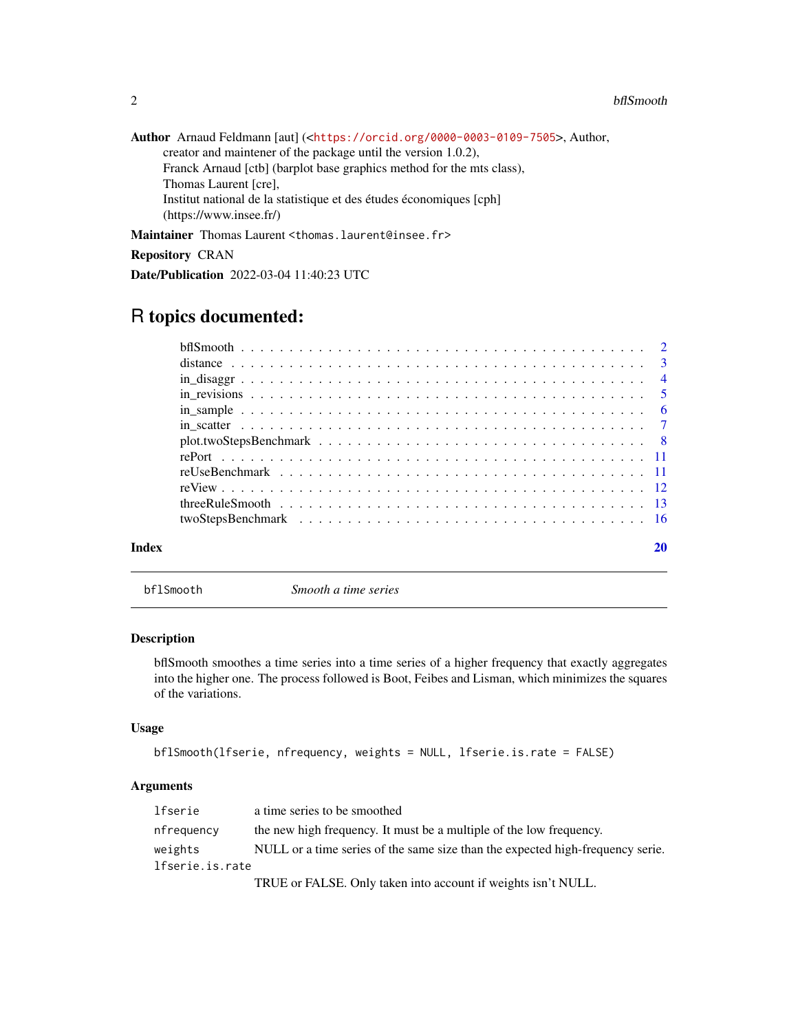**Author** Arnaud Feldmann [aut] (<https://orcid.org/0000-0003-0109-7505>, Author, creator and maintener of the package until the version 1.0.2),
Franck Arnaud [ctb] (barplot base graphics method for the mts class),
Thomas Laurent [cre],
Institut national de la statistique et des études économiques [cph] (https://www.insee.fr/)

**Maintainer** Thomas Laurent <thomas.laurent@insee.fr>

**Repository** CRAN

**Date/Publication** 2022-03-04 11:40:23 UTC

# R topics documented:

- bflSmooth . . . . . 2
- distance . . . . . 3
- in_disaggr . . . . . 4
- in_revisions . . . . . 5
- in_sample . . . . . 6
- in_scatter . . . . . 7
- plot.twoStepsBenchmark . . . . . 8
- rePort . . . . . 11
- reUseBenchmark . . . . . 11
- reView . . . . . 12
- threeRuleSmooth . . . . . 13
- twoStepsBenchmark . . . . . 16

**Index** 20

---

`bflSmooth` *Smooth a time series*

---

### Description

bflSmooth smoothes a time series into a time series of a higher frequency that exactly aggregates into the higher one. The process followed is Boot, Feibes and Lisman, which minimizes the squares of the variations.

### Usage

```
bflSmooth(lfserie, nfrequency, weights = NULL, lfserie.is.rate = FALSE)
```

### Arguments

| | |
|---|---|
| `lfserie` | a time series to be smoothed |
| `nfrequency` | the new high frequency. It must be a multiple of the low frequency. |
| `weights` | NULL or a time series of the same size than the expected high-frequency serie. |
| `lfserie.is.rate` | TRUE or FALSE. Only taken into account if weights isn't NULL. |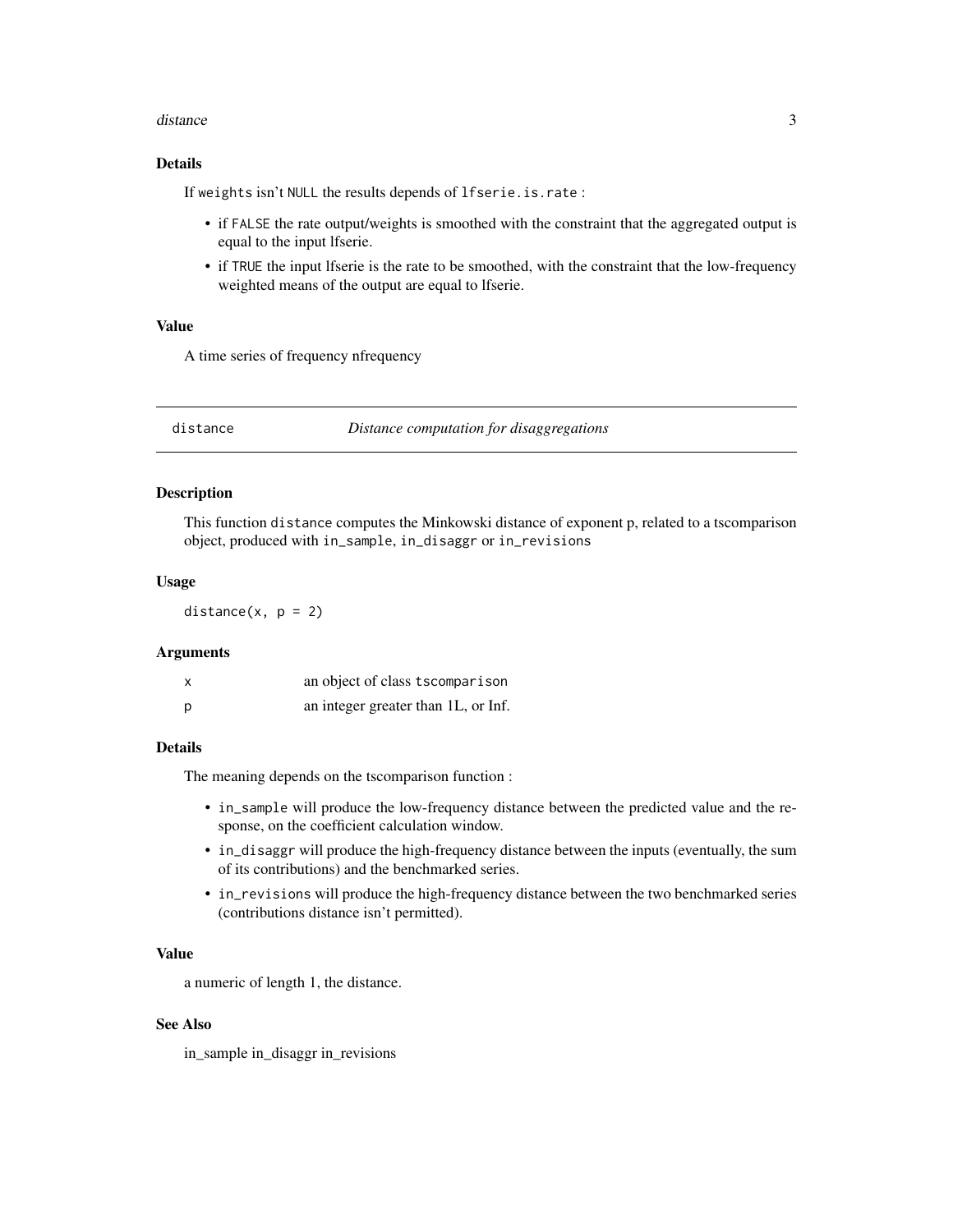### Details

If `weights` isn't `NULL` the results depends of `lfserie.is.rate` :

- if `FALSE` the rate output/weights is smoothed with the constraint that the aggregated output is equal to the input lfserie.
- if `TRUE` the input lfserie is the rate to be smoothed, with the constraint that the low-frequency weighted means of the output are equal to lfserie.

### Value

A time series of frequency nfrequency

---

## distance — *Distance computation for disaggregations*

---

### Description

This function `distance` computes the Minkowski distance of exponent p, related to a tscomparison object, produced with `in_sample`, `in_disaggr` or `in_revisions`

### Usage

```
distance(x, p = 2)
```

### Arguments

| | |
|---|---|
| x | an object of class `tscomparison` |
| p | an integer greater than 1L, or Inf. |

### Details

The meaning depends on the tscomparison function :

- `in_sample` will produce the low-frequency distance between the predicted value and the response, on the coefficient calculation window.
- `in_disaggr` will produce the high-frequency distance between the inputs (eventually, the sum of its contributions) and the benchmarked series.
- `in_revisions` will produce the high-frequency distance between the two benchmarked series (contributions distance isn't permitted).

### Value

a numeric of length 1, the distance.

### See Also

in_sample in_disaggr in_revisions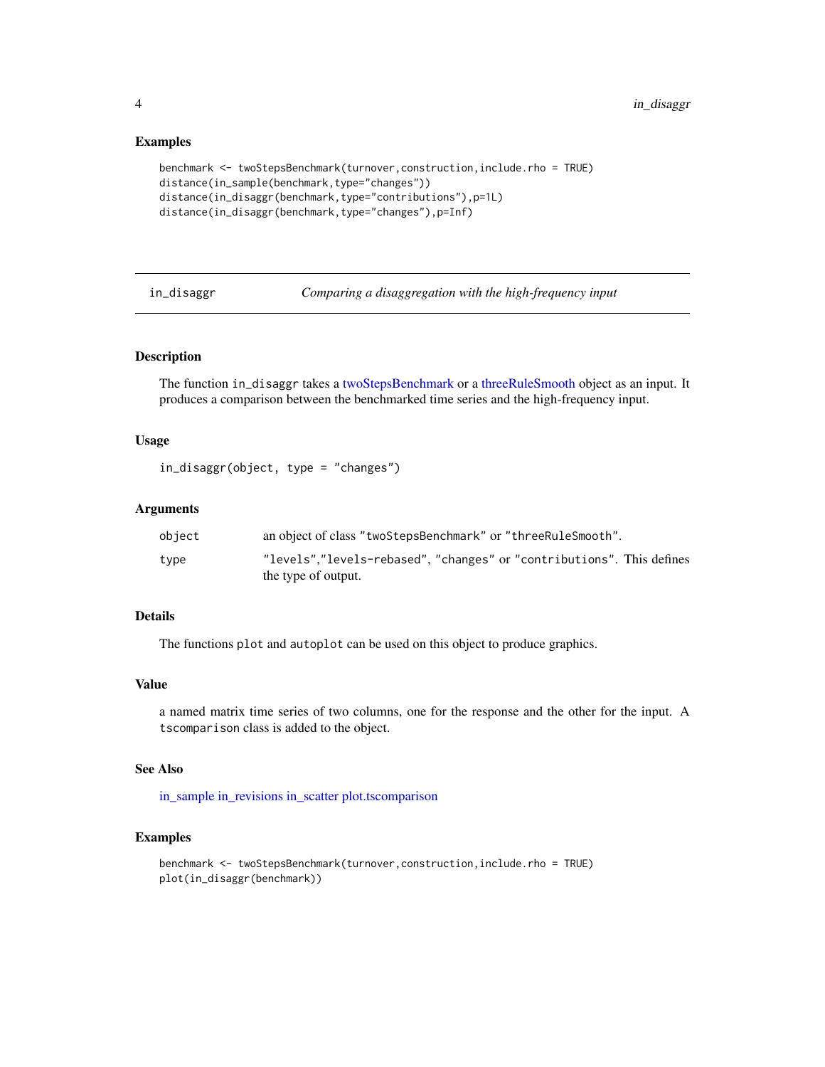## Examples

```
benchmark <- twoStepsBenchmark(turnover,construction,include.rho = TRUE)
distance(in_sample(benchmark,type="changes"))
distance(in_disaggr(benchmark,type="contributions"),p=1L)
distance(in_disaggr(benchmark,type="changes"),p=Inf)
```

---

# in_disaggr    *Comparing a disaggregation with the high-frequency input*

---

## Description

The function `in_disaggr` takes a twoStepsBenchmark or a threeRuleSmooth object as an input. It produces a comparison between the benchmarked time series and the high-frequency input.

## Usage

```
in_disaggr(object, type = "changes")
```

## Arguments

| | |
|---|---|
| object | an object of class "twoStepsBenchmark" or "threeRuleSmooth". |
| type | "levels","levels-rebased", "changes" or "contributions". This defines the type of output. |

## Details

The functions `plot` and `autoplot` can be used on this object to produce graphics.

## Value

a named matrix time series of two columns, one for the response and the other for the input. A `tscomparison` class is added to the object.

## See Also

in_sample in_revisions in_scatter plot.tscomparison

## Examples

```
benchmark <- twoStepsBenchmark(turnover,construction,include.rho = TRUE)
plot(in_disaggr(benchmark))
```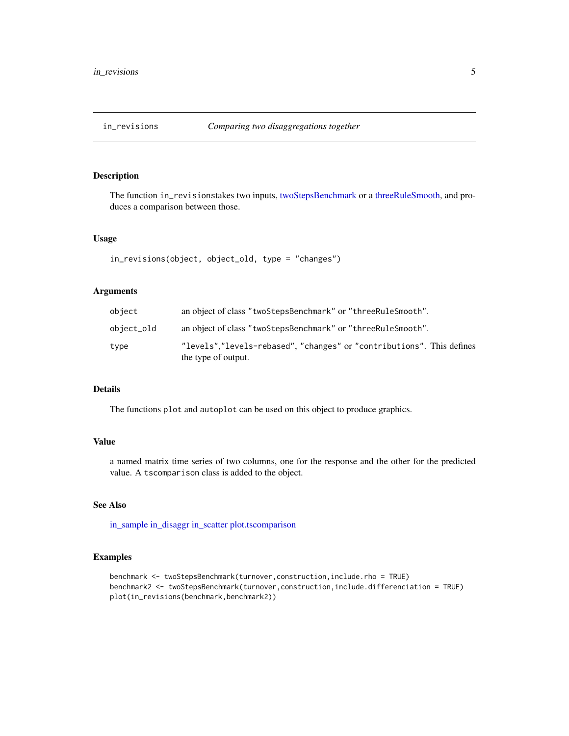## in_revisions — *Comparing two disaggregations together*

### Description

The function `in_revisions`takes two inputs, twoStepsBenchmark or a threeRuleSmooth, and produces a comparison between those.

### Usage

```
in_revisions(object, object_old, type = "changes")
```

### Arguments

| | |
|---|---|
| `object` | an object of class `"twoStepsBenchmark"` or `"threeRuleSmooth"`. |
| `object_old` | an object of class `"twoStepsBenchmark"` or `"threeRuleSmooth"`. |
| `type` | `"levels"`,`"levels-rebased"`, `"changes"` or `"contributions"`. This defines the type of output. |

### Details

The functions `plot` and `autoplot` can be used on this object to produce graphics.

### Value

a named matrix time series of two columns, one for the response and the other for the predicted value. A `tscomparison` class is added to the object.

### See Also

in_sample in_disaggr in_scatter plot.tscomparison

### Examples

```
benchmark <- twoStepsBenchmark(turnover,construction,include.rho = TRUE)
benchmark2 <- twoStepsBenchmark(turnover,construction,include.differenciation = TRUE)
plot(in_revisions(benchmark,benchmark2))
```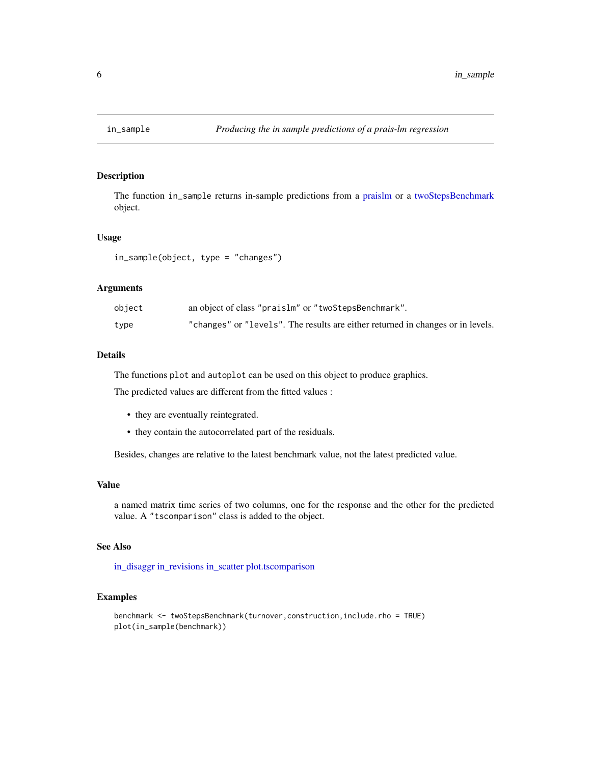# in_sample — *Producing the in sample predictions of a prais-lm regression*

## Description

The function `in_sample` returns in-sample predictions from a praislm or a twoStepsBenchmark object.

## Usage

```
in_sample(object, type = "changes")
```

## Arguments

| | |
|---|---|
| object | an object of class "praislm" or "twoStepsBenchmark". |
| type | "changes" or "levels". The results are either returned in changes or in levels. |

## Details

The functions `plot` and `autoplot` can be used on this object to produce graphics.

The predicted values are different from the fitted values :

- they are eventually reintegrated.
- they contain the autocorrelated part of the residuals.

Besides, changes are relative to the latest benchmark value, not the latest predicted value.

## Value

a named matrix time series of two columns, one for the response and the other for the predicted value. A "tscomparison" class is added to the object.

## See Also

in_disaggr in_revisions in_scatter plot.tscomparison

## Examples

```
benchmark <- twoStepsBenchmark(turnover,construction,include.rho = TRUE)
plot(in_sample(benchmark))
```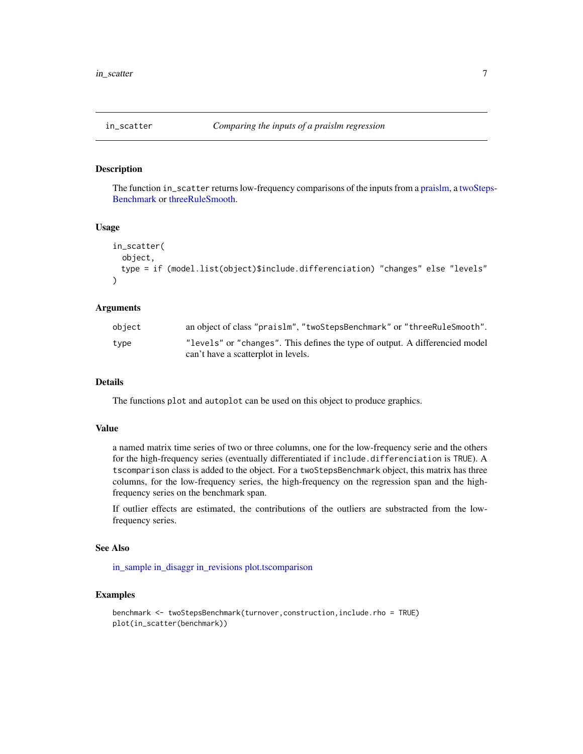## in_scatter — *Comparing the inputs of a praislm regression*

### Description

The function `in_scatter` returns low-frequency comparisons of the inputs from a praislm, a twoStepsBenchmark or threeRuleSmooth.

### Usage

```
in_scatter(
  object,
  type = if (model.list(object)$include.differenciation) "changes" else "levels"
)
```

### Arguments

| | |
|---|---|
| object | an object of class `"praislm"`, `"twoStepsBenchmark"` or `"threeRuleSmooth"`. |
| type | `"levels"` or `"changes"`. This defines the type of output. A differencied model can't have a scatterplot in levels. |

### Details

The functions `plot` and `autoplot` can be used on this object to produce graphics.

### Value

a named matrix time series of two or three columns, one for the low-frequency serie and the others for the high-frequency series (eventually differentiated if `include.differenciation` is `TRUE`). A `tscomparison` class is added to the object. For a `twoStepsBenchmark` object, this matrix has three columns, for the low-frequency series, the high-frequency on the regression span and the high-frequency series on the benchmark span.

If outlier effects are estimated, the contributions of the outliers are substracted from the low-frequency series.

### See Also

in_sample in_disaggr in_revisions plot.tscomparison

### Examples

```
benchmark <- twoStepsBenchmark(turnover,construction,include.rho = TRUE)
plot(in_scatter(benchmark))
```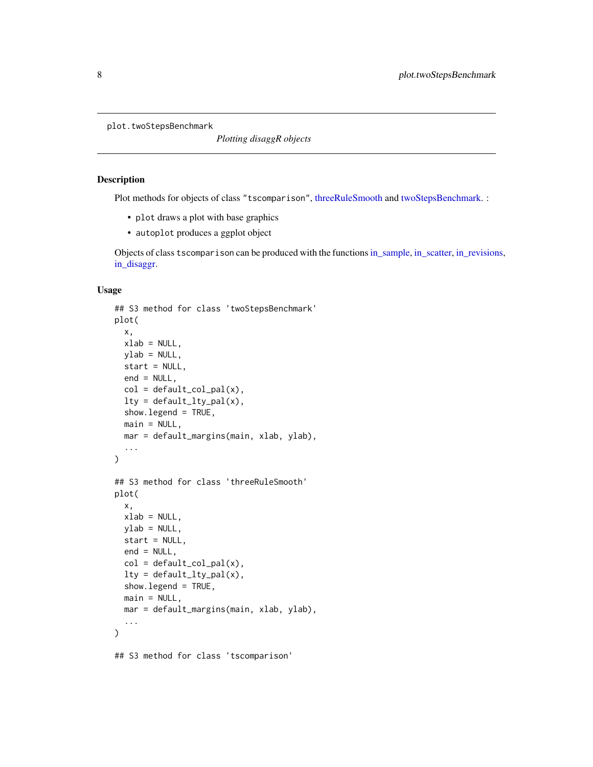plot.twoStepsBenchmark

*Plotting disaggR objects*

## Description

Plot methods for objects of class "tscomparison", threeRuleSmooth and twoStepsBenchmark. :

- plot draws a plot with base graphics
- autoplot produces a ggplot object

Objects of class tscomparison can be produced with the functions in_sample, in_scatter, in_revisions, in_disaggr.

## Usage

```
## S3 method for class 'twoStepsBenchmark'
plot(
  x,
  xlab = NULL,
  ylab = NULL,
  start = NULL,
  end = NULL,
  col = default_col_pal(x),
  lty = default_lty_pal(x),
  show.legend = TRUE,
  main = NULL,
  mar = default_margins(main, xlab, ylab),
  ...
)

## S3 method for class 'threeRuleSmooth'
plot(
  x,
  xlab = NULL,
  ylab = NULL,
  start = NULL,
  end = NULL,
  col = default_col_pal(x),
  lty = default_lty_pal(x),
  show.legend = TRUE,
  main = NULL,
  mar = default_margins(main, xlab, ylab),
  ...
)

## S3 method for class 'tscomparison'
```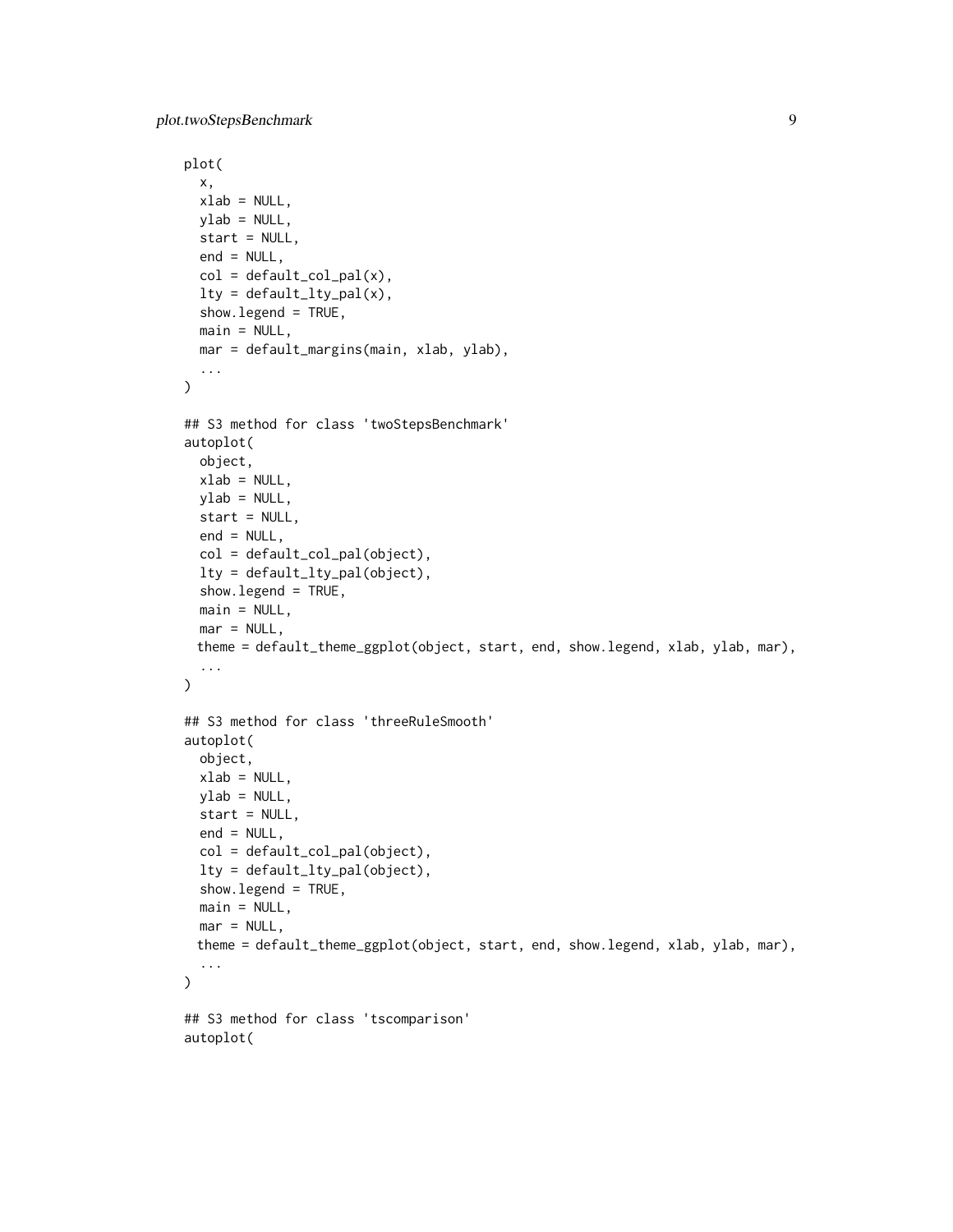```
plot(
  x,
  xlab = NULL,
  ylab = NULL,
  start = NULL,
  end = NULL,
  col = default_col_pal(x),
  lty = default_lty_pal(x),
  show.legend = TRUE,
  main = NULL,
  mar = default_margins(main, xlab, ylab),
  ...
)

## S3 method for class 'twoStepsBenchmark'
autoplot(
  object,
  xlab = NULL,
  ylab = NULL,
  start = NULL,
  end = NULL,
  col = default_col_pal(object),
  lty = default_lty_pal(object),
  show.legend = TRUE,
  main = NULL,
  mar = NULL,
  theme = default_theme_ggplot(object, start, end, show.legend, xlab, ylab, mar),
  ...
)

## S3 method for class 'threeRuleSmooth'
autoplot(
  object,
  xlab = NULL,
  ylab = NULL,
  start = NULL,
  end = NULL,
  col = default_col_pal(object),
  lty = default_lty_pal(object),
  show.legend = TRUE,
  main = NULL,
  mar = NULL,
  theme = default_theme_ggplot(object, start, end, show.legend, xlab, ylab, mar),
  ...
)

## S3 method for class 'tscomparison'
autoplot(
```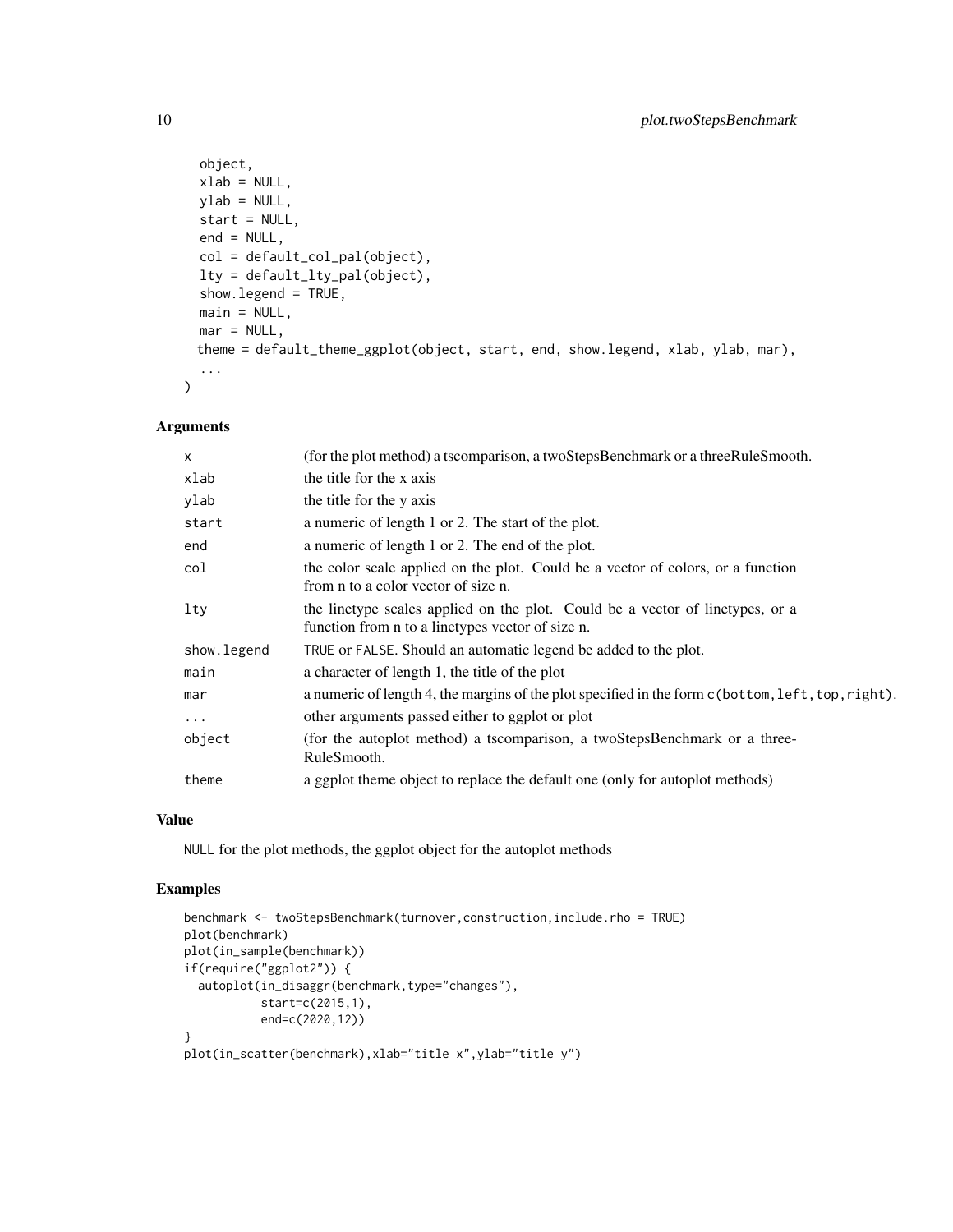```
  object,
  xlab = NULL,
  ylab = NULL,
  start = NULL,
  end = NULL,
  col = default_col_pal(object),
  lty = default_lty_pal(object),
  show.legend = TRUE,
  main = NULL,
  mar = NULL,
  theme = default_theme_ggplot(object, start, end, show.legend, xlab, ylab, mar),
  ...
)
```

## Arguments

| | |
|---|---|
| `x` | (for the plot method) a tscomparison, a twoStepsBenchmark or a threeRuleSmooth. |
| `xlab` | the title for the x axis |
| `ylab` | the title for the y axis |
| `start` | a numeric of length 1 or 2. The start of the plot. |
| `end` | a numeric of length 1 or 2. The end of the plot. |
| `col` | the color scale applied on the plot. Could be a vector of colors, or a function from n to a color vector of size n. |
| `lty` | the linetype scales applied on the plot. Could be a vector of linetypes, or a function from n to a linetypes vector of size n. |
| `show.legend` | `TRUE` or `FALSE`. Should an automatic legend be added to the plot. |
| `main` | a character of length 1, the title of the plot |
| `mar` | a numeric of length 4, the margins of the plot specified in the form `c(bottom,left,top,right)`. |
| `...` | other arguments passed either to ggplot or plot |
| `object` | (for the autoplot method) a tscomparison, a twoStepsBenchmark or a threeRuleSmooth. |
| `theme` | a ggplot theme object to replace the default one (only for autoplot methods) |

## Value

`NULL` for the plot methods, the ggplot object for the autoplot methods

## Examples

```
benchmark <- twoStepsBenchmark(turnover,construction,include.rho = TRUE)
plot(benchmark)
plot(in_sample(benchmark))
if(require("ggplot2")) {
  autoplot(in_disaggr(benchmark,type="changes"),
           start=c(2015,1),
           end=c(2020,12))
}
plot(in_scatter(benchmark),xlab="title x",ylab="title y")
```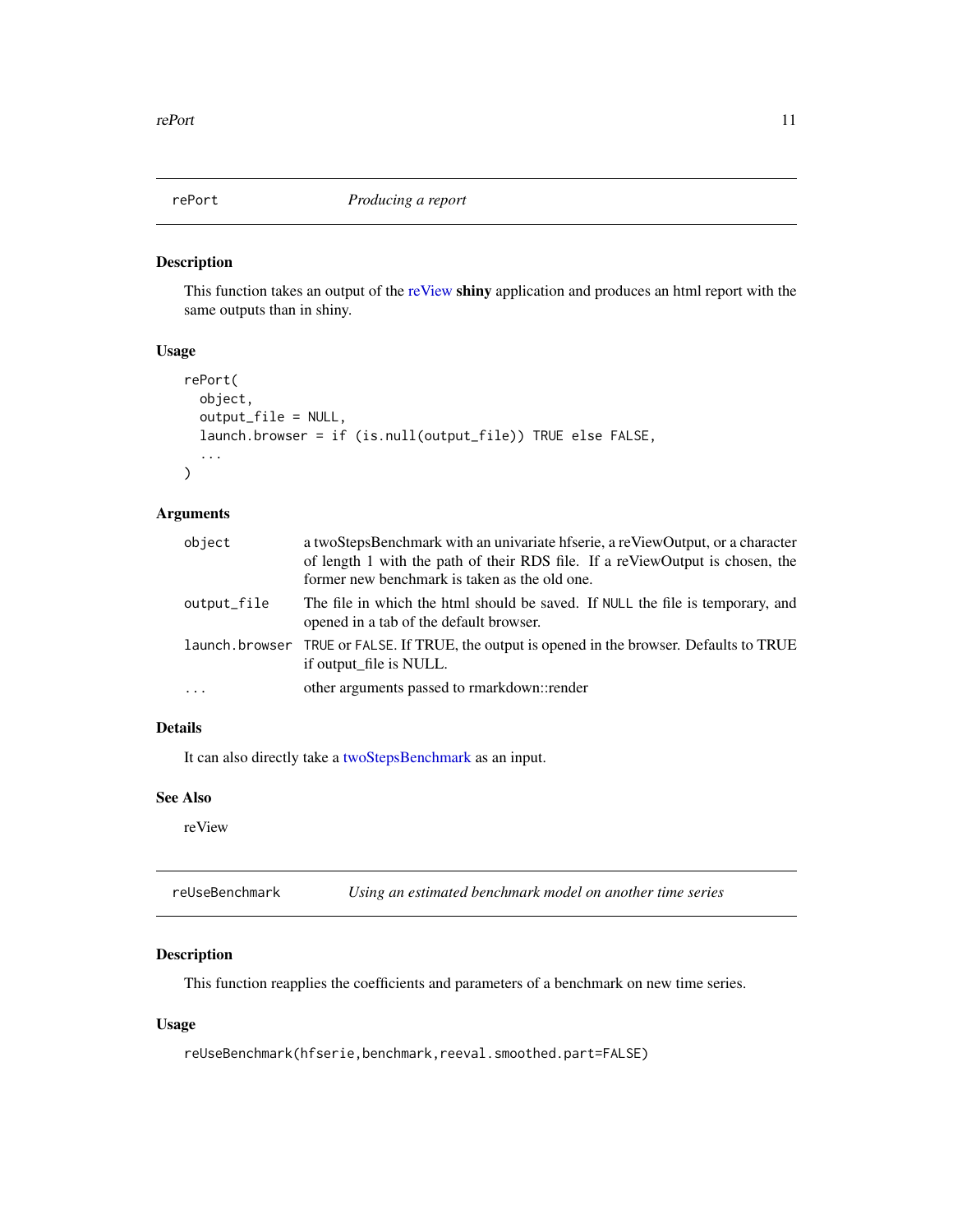## rePort *Producing a report*

### Description

This function takes an output of the reView **shiny** application and produces an html report with the same outputs than in shiny.

### Usage

```
rePort(
  object,
  output_file = NULL,
  launch.browser = if (is.null(output_file)) TRUE else FALSE,
  ...
)
```

### Arguments

| | |
|---|---|
| object | a twoStepsBenchmark with an univariate hfserie, a reViewOutput, or a character of length 1 with the path of their RDS file. If a reViewOutput is chosen, the former new benchmark is taken as the old one. |
| output_file | The file in which the html should be saved. If NULL the file is temporary, and opened in a tab of the default browser. |
| launch.browser | TRUE or FALSE. If TRUE, the output is opened in the browser. Defaults to TRUE if output_file is NULL. |
| ... | other arguments passed to rmarkdown::render |

### Details

It can also directly take a twoStepsBenchmark as an input.

### See Also

reView

## reUseBenchmark *Using an estimated benchmark model on another time series*

### Description

This function reapplies the coefficients and parameters of a benchmark on new time series.

### Usage

```
reUseBenchmark(hfserie,benchmark,reeval.smoothed.part=FALSE)
```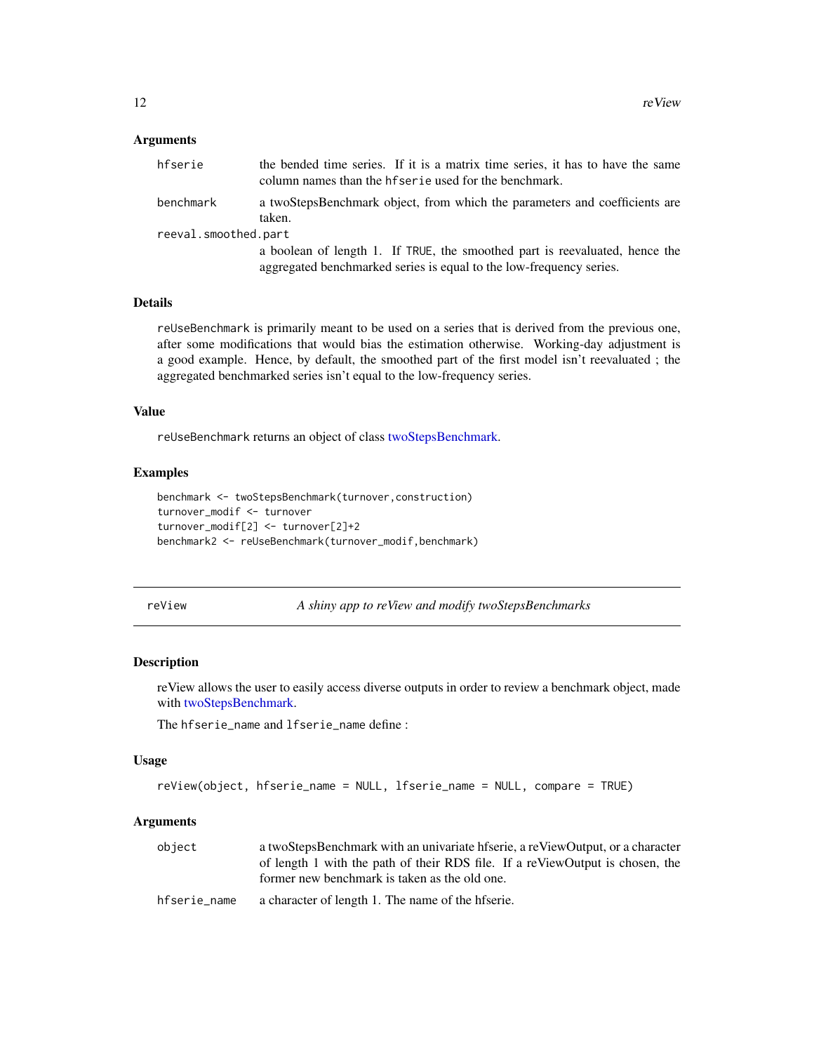### Arguments

- `hfserie` — the bended time series. If it is a matrix time series, it has to have the same column names than the `hfserie` used for the benchmark.
- `benchmark` — a twoStepsBenchmark object, from which the parameters and coefficients are taken.
- `reeval.smoothed.part` — a boolean of length 1. If `TRUE`, the smoothed part is reevaluated, hence the aggregated benchmarked series is equal to the low-frequency series.

### Details

`reUseBenchmark` is primarily meant to be used on a series that is derived from the previous one, after some modifications that would bias the estimation otherwise. Working-day adjustment is a good example. Hence, by default, the smoothed part of the first model isn't reevaluated ; the aggregated benchmarked series isn't equal to the low-frequency series.

### Value

`reUseBenchmark` returns an object of class twoStepsBenchmark.

### Examples

```
benchmark <- twoStepsBenchmark(turnover,construction)
turnover_modif <- turnover
turnover_modif[2] <- turnover[2]+2
benchmark2 <- reUseBenchmark(turnover_modif,benchmark)
```

---

## reView — *A shiny app to reView and modify twoStepsBenchmarks*

### Description

reView allows the user to easily access diverse outputs in order to review a benchmark object, made with twoStepsBenchmark.

The `hfserie_name` and `lfserie_name` define :

### Usage

```
reView(object, hfserie_name = NULL, lfserie_name = NULL, compare = TRUE)
```

### Arguments

- `object` — a twoStepsBenchmark with an univariate hfserie, a reViewOutput, or a character of length 1 with the path of their RDS file. If a reViewOutput is chosen, the former new benchmark is taken as the old one.
- `hfserie_name` — a character of length 1. The name of the hfserie.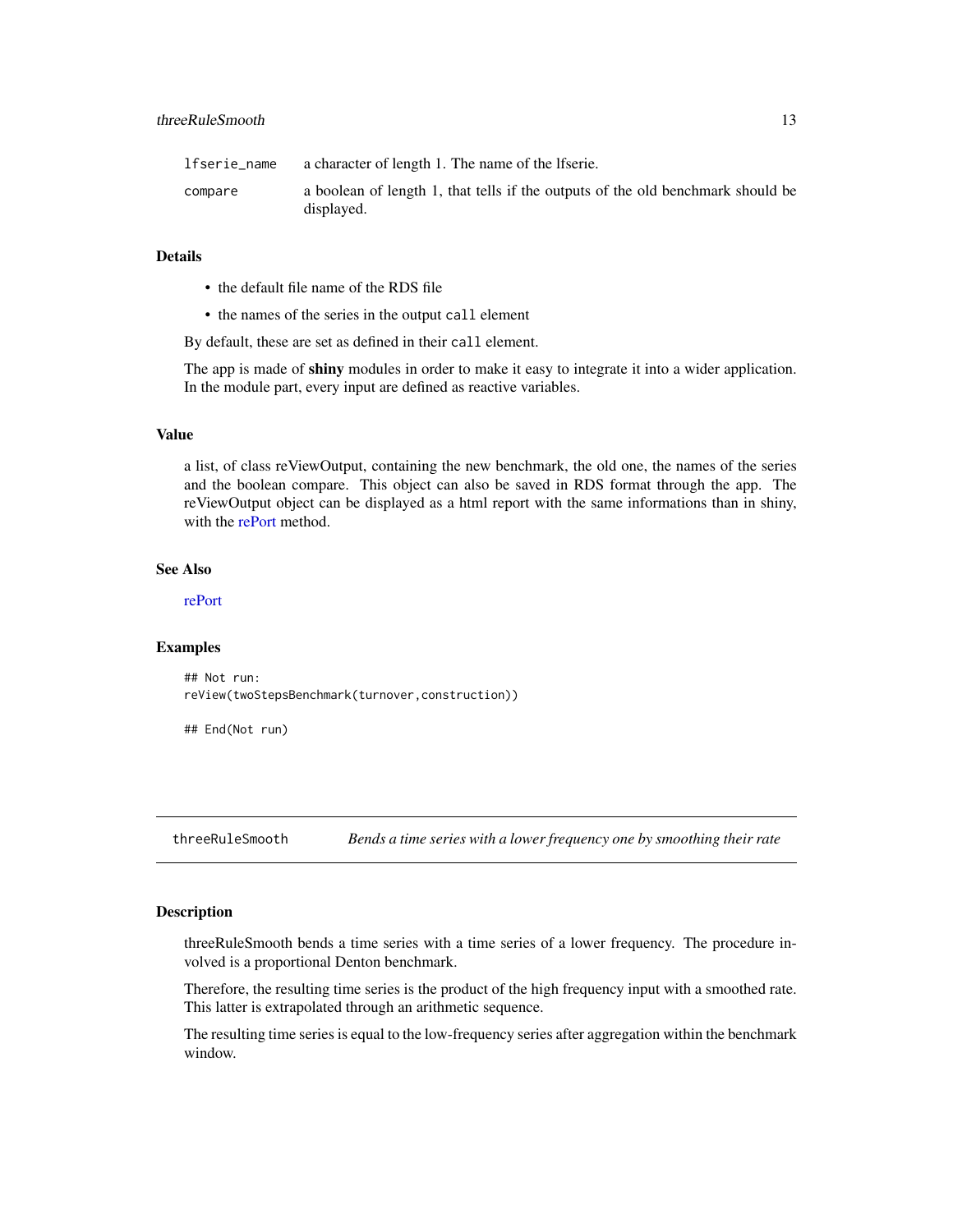| | |
|---|---|
| `lfserie_name` | a character of length 1. The name of the lfserie. |
| `compare` | a boolean of length 1, that tells if the outputs of the old benchmark should be displayed. |

### Details

- the default file name of the RDS file
- the names of the series in the output `call` element

By default, these are set as defined in their `call` element.

The app is made of **shiny** modules in order to make it easy to integrate it into a wider application. In the module part, every input are defined as reactive variables.

### Value

a list, of class reViewOutput, containing the new benchmark, the old one, the names of the series and the boolean compare. This object can also be saved in RDS format through the app. The reViewOutput object can be displayed as a html report with the same informations than in shiny, with the rePort method.

### See Also

rePort

### Examples

```
## Not run:
reView(twoStepsBenchmark(turnover,construction))

## End(Not run)
```

---

## threeRuleSmooth — *Bends a time series with a lower frequency one by smoothing their rate*

### Description

threeRuleSmooth bends a time series with a time series of a lower frequency. The procedure involved is a proportional Denton benchmark.

Therefore, the resulting time series is the product of the high frequency input with a smoothed rate. This latter is extrapolated through an arithmetic sequence.

The resulting time series is equal to the low-frequency series after aggregation within the benchmark window.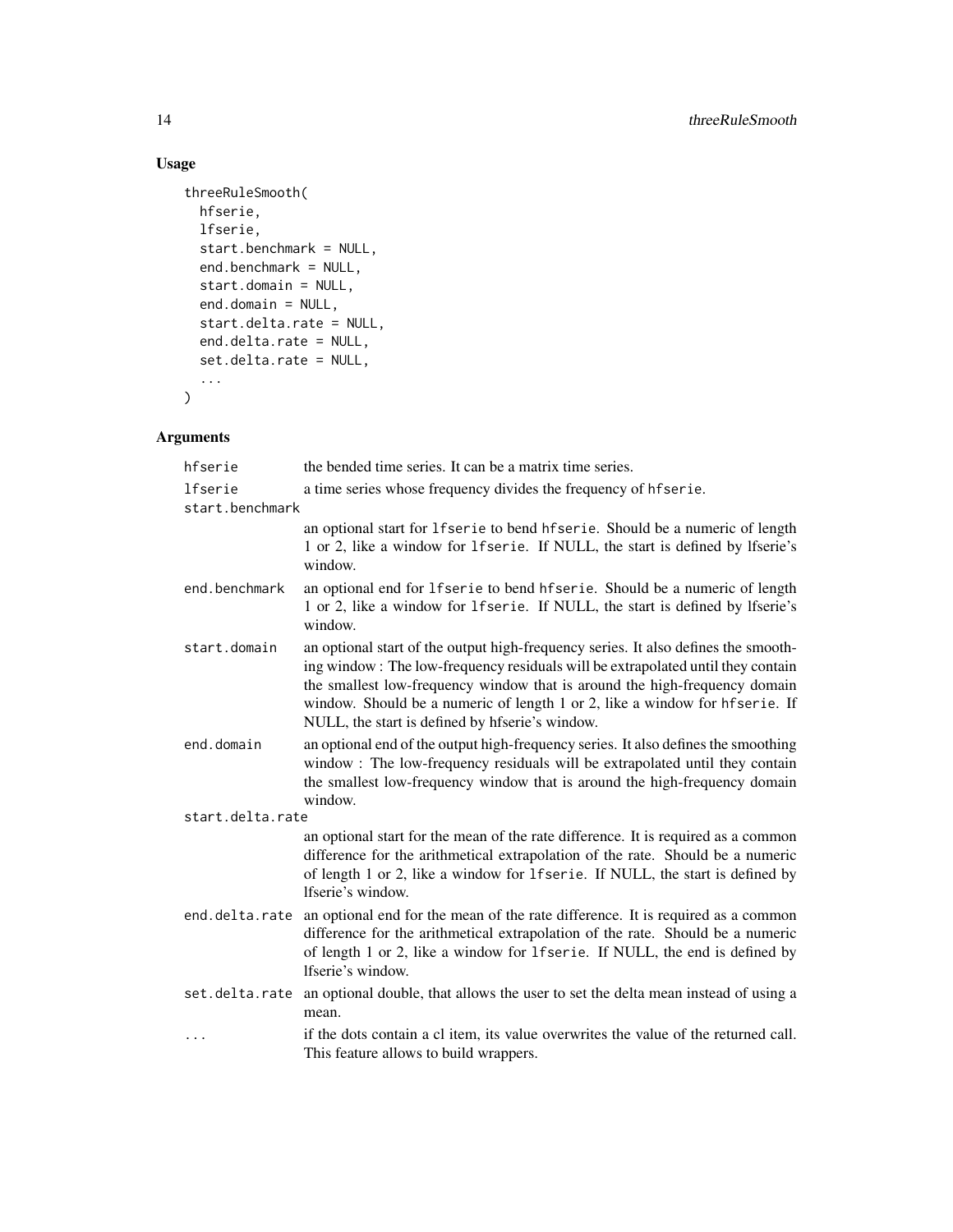## Usage

```
threeRuleSmooth(
  hfserie,
  lfserie,
  start.benchmark = NULL,
  end.benchmark = NULL,
  start.domain = NULL,
  end.domain = NULL,
  start.delta.rate = NULL,
  end.delta.rate = NULL,
  set.delta.rate = NULL,
  ...
)
```

## Arguments

| Argument | Description |
|---|---|
| `hfserie` | the bended time series. It can be a matrix time series. |
| `lfserie` | a time series whose frequency divides the frequency of `hfserie`. |
| `start.benchmark` | an optional start for `lfserie` to bend `hfserie`. Should be a numeric of length 1 or 2, like a window for `lfserie`. If NULL, the start is defined by lfserie's window. |
| `end.benchmark` | an optional end for `lfserie` to bend `hfserie`. Should be a numeric of length 1 or 2, like a window for `lfserie`. If NULL, the start is defined by lfserie's window. |
| `start.domain` | an optional start of the output high-frequency series. It also defines the smoothing window : The low-frequency residuals will be extrapolated until they contain the smallest low-frequency window that is around the high-frequency domain window. Should be a numeric of length 1 or 2, like a window for `hfserie`. If NULL, the start is defined by hfserie's window. |
| `end.domain` | an optional end of the output high-frequency series. It also defines the smoothing window : The low-frequency residuals will be extrapolated until they contain the smallest low-frequency window that is around the high-frequency domain window. |
| `start.delta.rate` | an optional start for the mean of the rate difference. It is required as a common difference for the arithmetical extrapolation of the rate. Should be a numeric of length 1 or 2, like a window for `lfserie`. If NULL, the start is defined by lfserie's window. |
| `end.delta.rate` | an optional end for the mean of the rate difference. It is required as a common difference for the arithmetical extrapolation of the rate. Should be a numeric of length 1 or 2, like a window for `lfserie`. If NULL, the end is defined by lfserie's window. |
| `set.delta.rate` | an optional double, that allows the user to set the delta mean instead of using a mean. |
| `...` | if the dots contain a cl item, its value overwrites the value of the returned call. This feature allows to build wrappers. |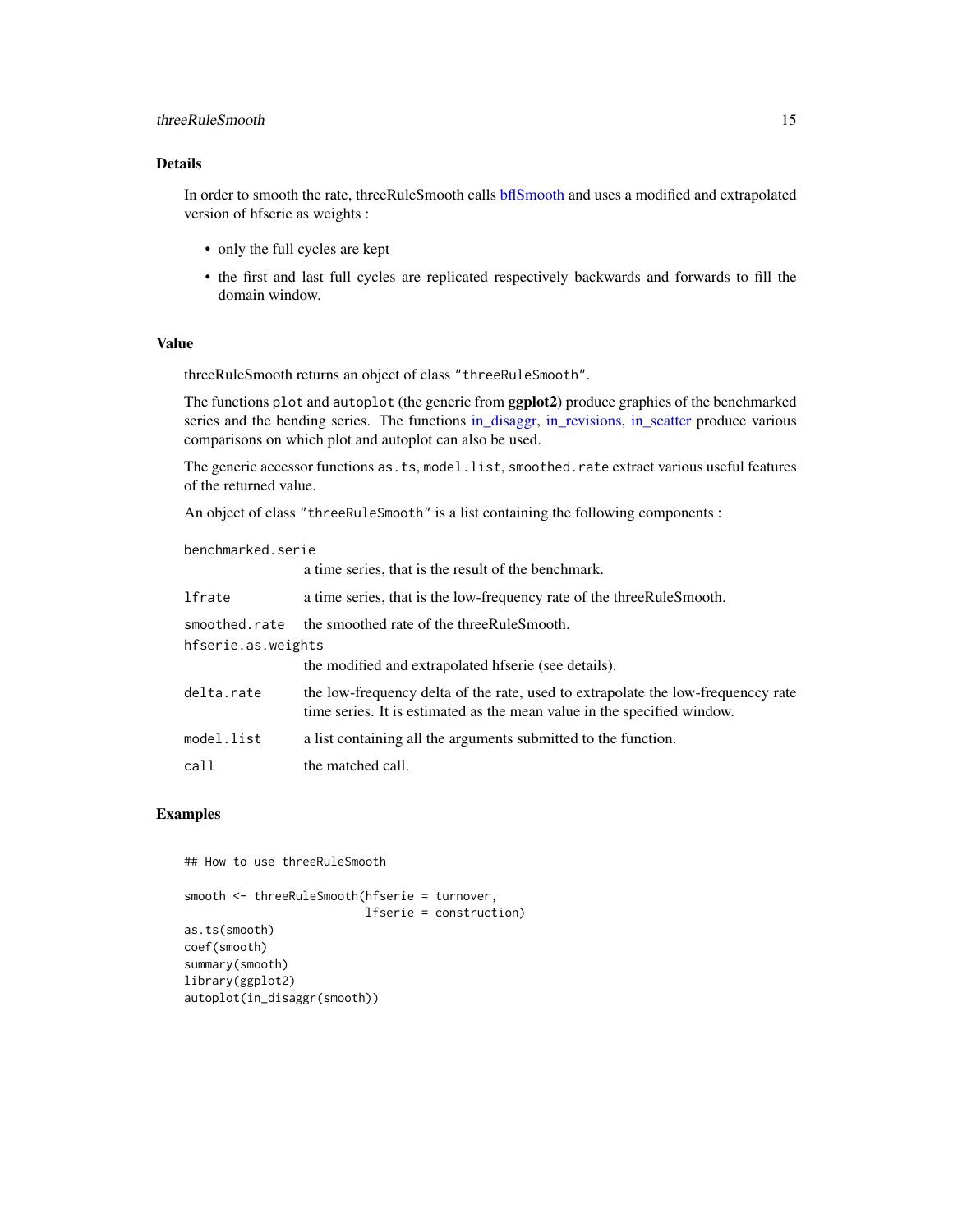## Details

In order to smooth the rate, threeRuleSmooth calls bflSmooth and uses a modified and extrapolated version of hfserie as weights :

- only the full cycles are kept
- the first and last full cycles are replicated respectively backwards and forwards to fill the domain window.

## Value

threeRuleSmooth returns an object of class `"threeRuleSmooth"`.

The functions `plot` and `autoplot` (the generic from **ggplot2**) produce graphics of the benchmarked series and the bending series. The functions in_disaggr, in_revisions, in_scatter produce various comparisons on which plot and autoplot can also be used.

The generic accessor functions `as.ts`, `model.list`, `smoothed.rate` extract various useful features of the returned value.

An object of class `"threeRuleSmooth"` is a list containing the following components :

`benchmarked.serie`
: a time series, that is the result of the benchmark.

`lfrate`
: a time series, that is the low-frequency rate of the threeRuleSmooth.

`smoothed.rate`
: the smoothed rate of the threeRuleSmooth.

`hfserie.as.weights`
: the modified and extrapolated hfserie (see details).

`delta.rate`
: the low-frequency delta of the rate, used to extrapolate the low-frequenccy rate time series. It is estimated as the mean value in the specified window.

`model.list`
: a list containing all the arguments submitted to the function.

`call`
: the matched call.

## Examples

```
## How to use threeRuleSmooth

smooth <- threeRuleSmooth(hfserie = turnover,
                          lfserie = construction)
as.ts(smooth)
coef(smooth)
summary(smooth)
library(ggplot2)
autoplot(in_disaggr(smooth))
```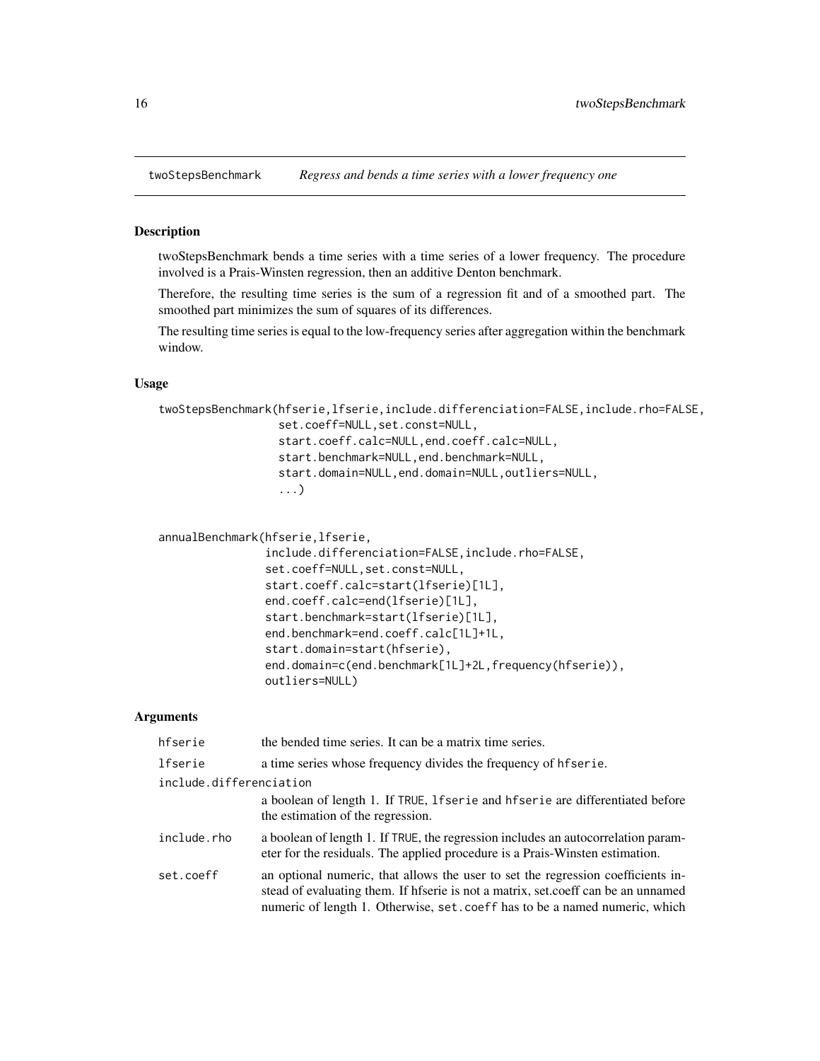## twoStepsBenchmark — *Regress and bends a time series with a lower frequency one*

### Description

twoStepsBenchmark bends a time series with a time series of a lower frequency. The procedure involved is a Prais-Winsten regression, then an additive Denton benchmark.

Therefore, the resulting time series is the sum of a regression fit and of a smoothed part. The smoothed part minimizes the sum of squares of its differences.

The resulting time series is equal to the low-frequency series after aggregation within the benchmark window.

### Usage

```
twoStepsBenchmark(hfserie,lfserie,include.differenciation=FALSE,include.rho=FALSE,
                  set.coeff=NULL,set.const=NULL,
                  start.coeff.calc=NULL,end.coeff.calc=NULL,
                  start.benchmark=NULL,end.benchmark=NULL,
                  start.domain=NULL,end.domain=NULL,outliers=NULL,
                  ...)


annualBenchmark(hfserie,lfserie,
                include.differenciation=FALSE,include.rho=FALSE,
                set.coeff=NULL,set.const=NULL,
                start.coeff.calc=start(lfserie)[1L],
                end.coeff.calc=end(lfserie)[1L],
                start.benchmark=start(lfserie)[1L],
                end.benchmark=end.coeff.calc[1L]+1L,
                start.domain=start(hfserie),
                end.domain=c(end.benchmark[1L]+2L,frequency(hfserie)),
                outliers=NULL)
```

### Arguments

| | |
|---|---|
| `hfserie` | the bended time series. It can be a matrix time series. |
| `lfserie` | a time series whose frequency divides the frequency of `hfserie`. |
| `include.differenciation` | a boolean of length 1. If `TRUE`, `lfserie` and `hfserie` are differentiated before the estimation of the regression. |
| `include.rho` | a boolean of length 1. If `TRUE`, the regression includes an autocorrelation parameter for the residuals. The applied procedure is a Prais-Winsten estimation. |
| `set.coeff` | an optional numeric, that allows the user to set the regression coefficients instead of evaluating them. If hfserie is not a matrix, set.coeff can be an unnamed numeric of length 1. Otherwise, `set.coeff` has to be a named numeric, which |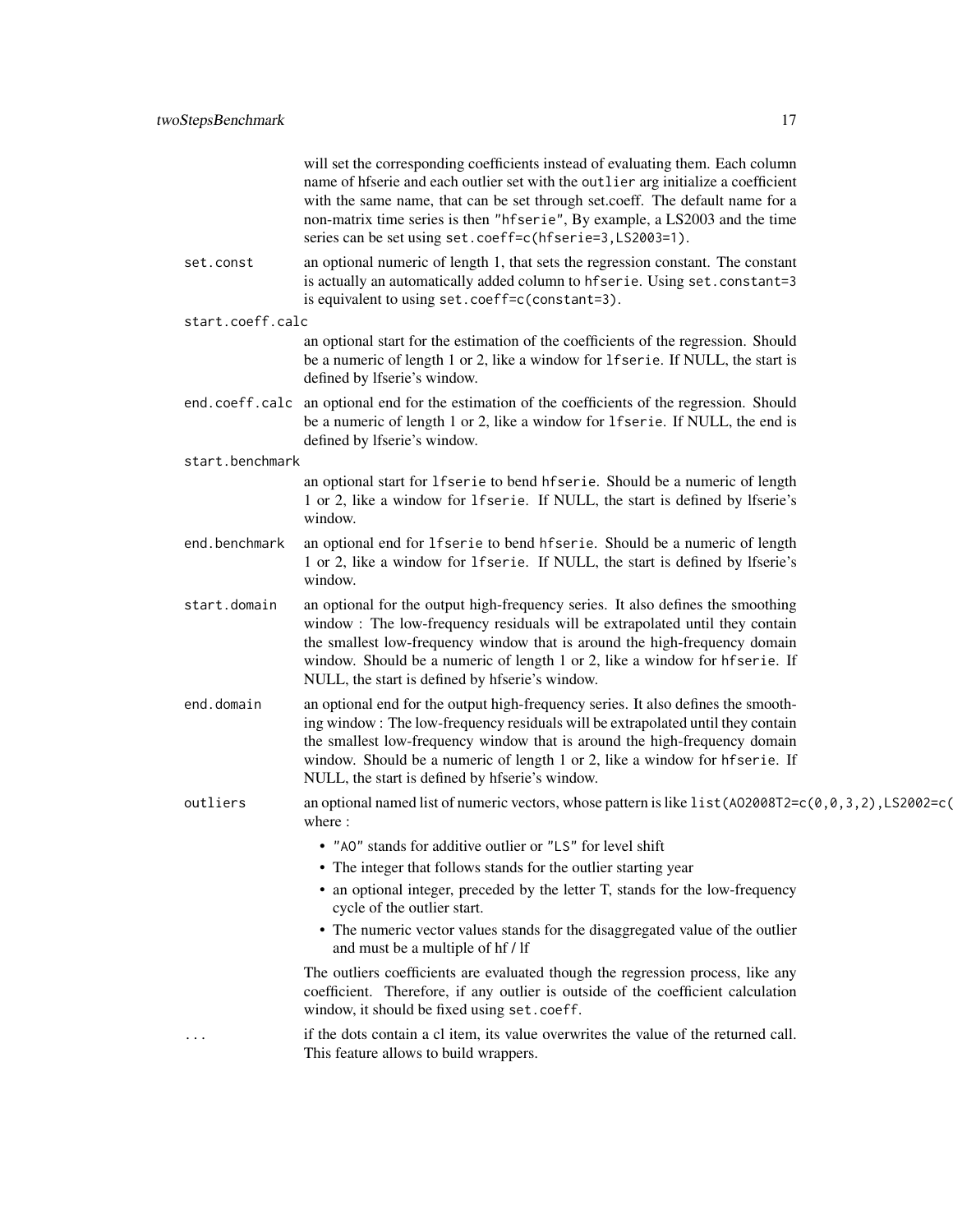will set the corresponding coefficients instead of evaluating them. Each column name of hfserie and each outlier set with the `outlier` arg initialize a coefficient with the same name, that can be set through set.coeff. The default name for a non-matrix time series is then `"hfserie"`, By example, a LS2003 and the time series can be set using `set.coeff=c(hfserie=3,LS2003=1)`.

`set.const`
: an optional numeric of length 1, that sets the regression constant. The constant is actually an automatically added column to `hfserie`. Using `set.constant=3` is equivalent to using `set.coeff=c(constant=3)`.

`start.coeff.calc`
: an optional start for the estimation of the coefficients of the regression. Should be a numeric of length 1 or 2, like a window for `lfserie`. If NULL, the start is defined by lfserie's window.

`end.coeff.calc`
: an optional end for the estimation of the coefficients of the regression. Should be a numeric of length 1 or 2, like a window for `lfserie`. If NULL, the end is defined by lfserie's window.

`start.benchmark`
: an optional start for `lfserie` to bend `hfserie`. Should be a numeric of length 1 or 2, like a window for `lfserie`. If NULL, the start is defined by lfserie's window.

`end.benchmark`
: an optional end for `lfserie` to bend `hfserie`. Should be a numeric of length 1 or 2, like a window for `lfserie`. If NULL, the start is defined by lfserie's window.

`start.domain`
: an optional for the output high-frequency series. It also defines the smoothing window : The low-frequency residuals will be extrapolated until they contain the smallest low-frequency window that is around the high-frequency domain window. Should be a numeric of length 1 or 2, like a window for `hfserie`. If NULL, the start is defined by hfserie's window.

`end.domain`
: an optional end for the output high-frequency series. It also defines the smoothing window : The low-frequency residuals will be extrapolated until they contain the smallest low-frequency window that is around the high-frequency domain window. Should be a numeric of length 1 or 2, like a window for `hfserie`. If NULL, the start is defined by hfserie's window.

`outliers`
: an optional named list of numeric vectors, whose pattern is like `list(AO2008T2=c(0,0,3,2),LS2002=c(` where :

  - `"AO"` stands for additive outlier or `"LS"` for level shift
  - The integer that follows stands for the outlier starting year
  - an optional integer, preceded by the letter T, stands for the low-frequency cycle of the outlier start.
  - The numeric vector values stands for the disaggregated value of the outlier and must be a multiple of hf / lf

  The outliers coefficients are evaluated though the regression process, like any coefficient. Therefore, if any outlier is outside of the coefficient calculation window, it should be fixed using `set.coeff`.

`...`
: if the dots contain a cl item, its value overwrites the value of the returned call. This feature allows to build wrappers.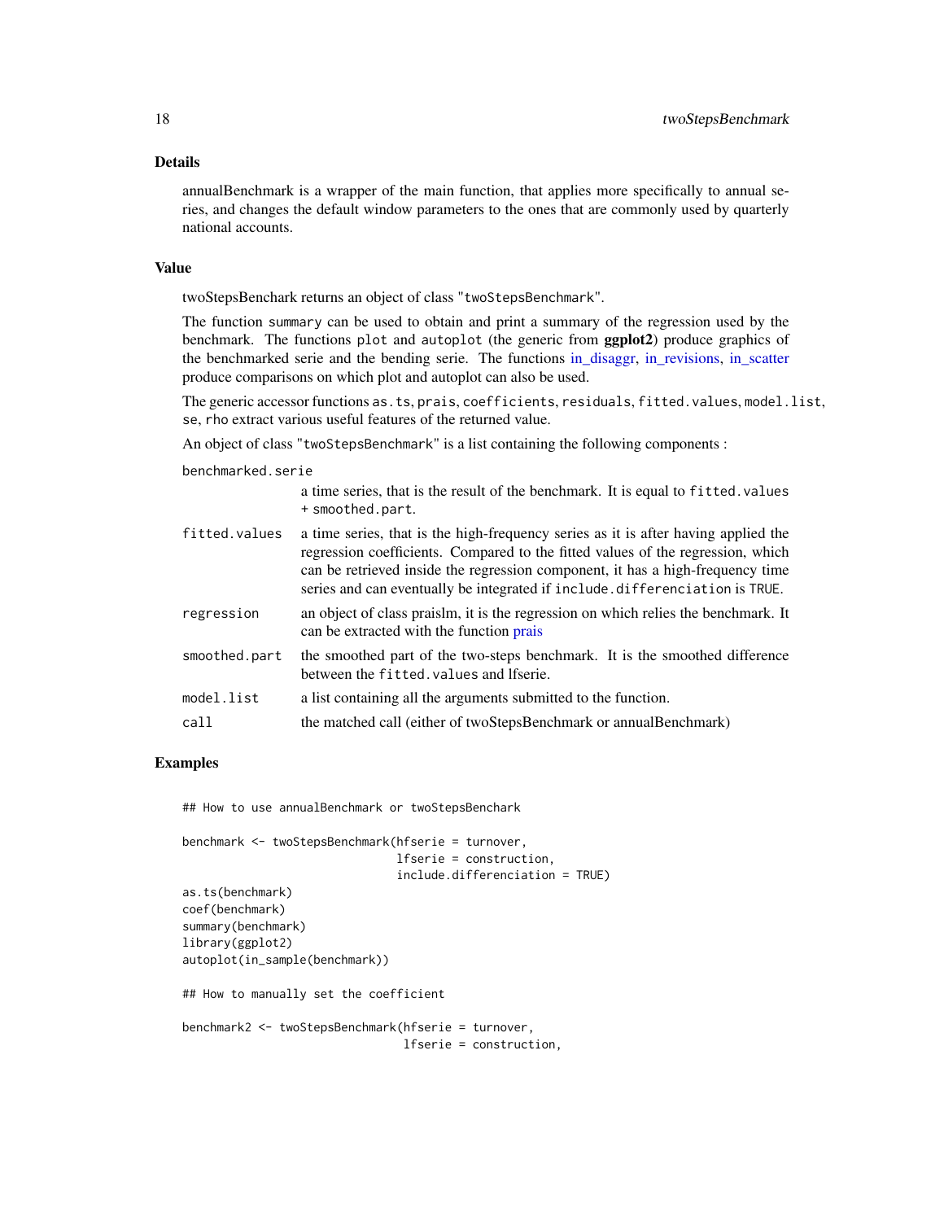## Details

annualBenchmark is a wrapper of the main function, that applies more specifically to annual series, and changes the default window parameters to the ones that are commonly used by quarterly national accounts.

## Value

twoStepsBenchark returns an object of class "twoStepsBenchmark".

The function summary can be used to obtain and print a summary of the regression used by the benchmark. The functions plot and autoplot (the generic from **ggplot2**) produce graphics of the benchmarked serie and the bending serie. The functions in_disaggr, in_revisions, in_scatter produce comparisons on which plot and autoplot can also be used.

The generic accessor functions as.ts, prais, coefficients, residuals, fitted.values, model.list, se, rho extract various useful features of the returned value.

An object of class "twoStepsBenchmark" is a list containing the following components :

- `benchmarked.serie`: a time series, that is the result of the benchmark. It is equal to `fitted.values + smoothed.part`.
- `fitted.values`: a time series, that is the high-frequency series as it is after having applied the regression coefficients. Compared to the fitted values of the regression, which can be retrieved inside the regression component, it has a high-frequency time series and can eventually be integrated if `include.differenciation` is `TRUE`.
- `regression`: an object of class praislm, it is the regression on which relies the benchmark. It can be extracted with the function prais
- `smoothed.part`: the smoothed part of the two-steps benchmark. It is the smoothed difference between the `fitted.values` and lfserie.
- `model.list`: a list containing all the arguments submitted to the function.
- `call`: the matched call (either of twoStepsBenchmark or annualBenchmark)

## Examples

```
## How to use annualBenchmark or twoStepsBenchark

benchmark <- twoStepsBenchmark(hfserie = turnover,
                               lfserie = construction,
                               include.differenciation = TRUE)
as.ts(benchmark)
coef(benchmark)
summary(benchmark)
library(ggplot2)
autoplot(in_sample(benchmark))

## How to manually set the coefficient

benchmark2 <- twoStepsBenchmark(hfserie = turnover,
                                lfserie = construction,
```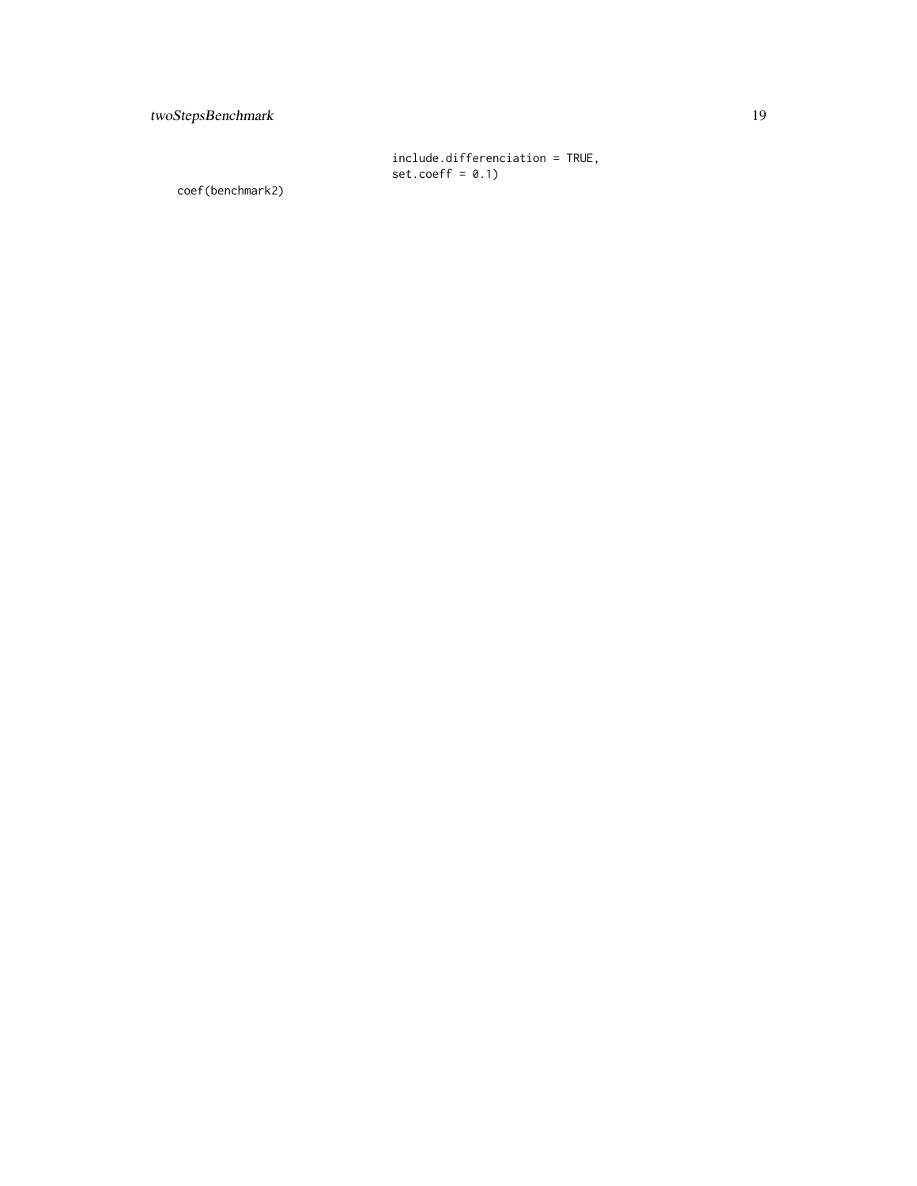```
                                   include.differenciation = TRUE,
                                   set.coeff = 0.1)
coef(benchmark2)
```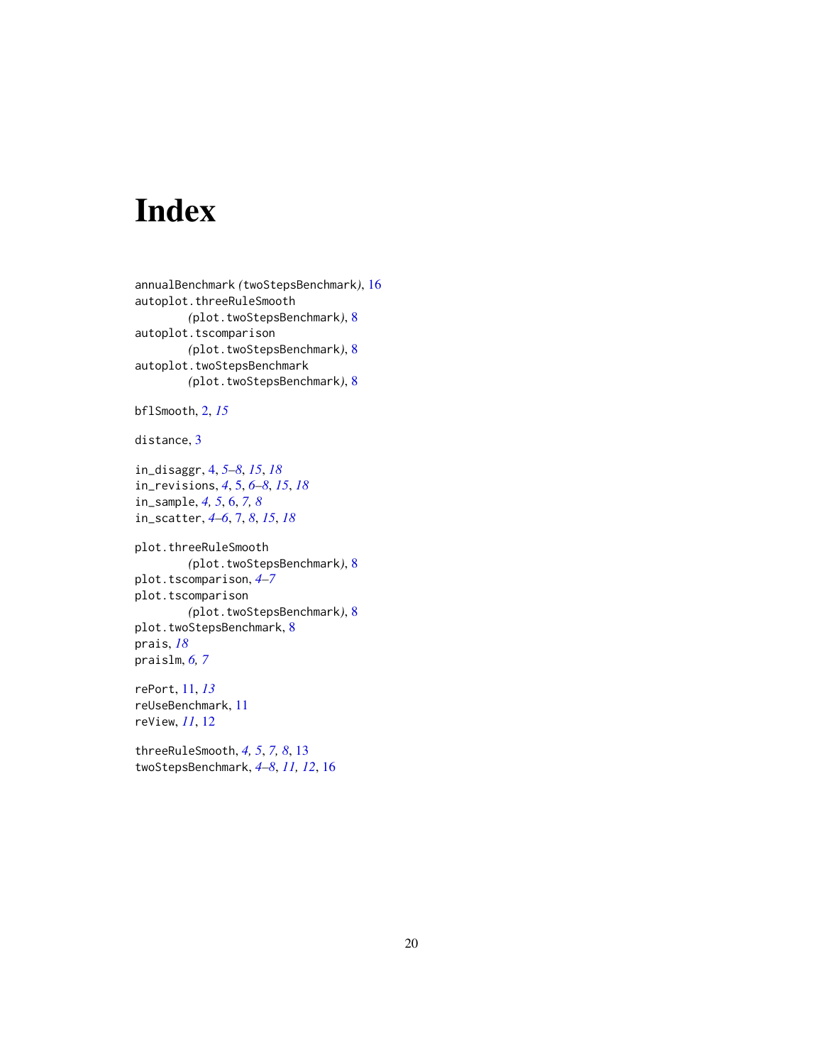# Index

annualBenchmark *(*twoStepsBenchmark*)*, 16
autoplot.threeRuleSmooth
    *(*plot.twoStepsBenchmark*)*, 8
autoplot.tscomparison
    *(*plot.twoStepsBenchmark*)*, 8
autoplot.twoStepsBenchmark
    *(*plot.twoStepsBenchmark*)*, 8

bflSmooth, 2, *15*

distance, 3

in_disaggr, 4, *5–8*, *15*, *18*
in_revisions, *4*, 5, *6–8*, *15*, *18*
in_sample, *4, 5*, 6, *7, 8*
in_scatter, *4–6*, 7, *8*, *15*, *18*

plot.threeRuleSmooth
    *(*plot.twoStepsBenchmark*)*, 8
plot.tscomparison, *4–7*
plot.tscomparison
    *(*plot.twoStepsBenchmark*)*, 8
plot.twoStepsBenchmark, 8
prais, *18*
praislm, *6, 7*

rePort, 11, *13*
reUseBenchmark, 11
reView, *11*, 12

threeRuleSmooth, *4, 5*, *7, 8*, 13
twoStepsBenchmark, *4–8*, *11, 12*, 16